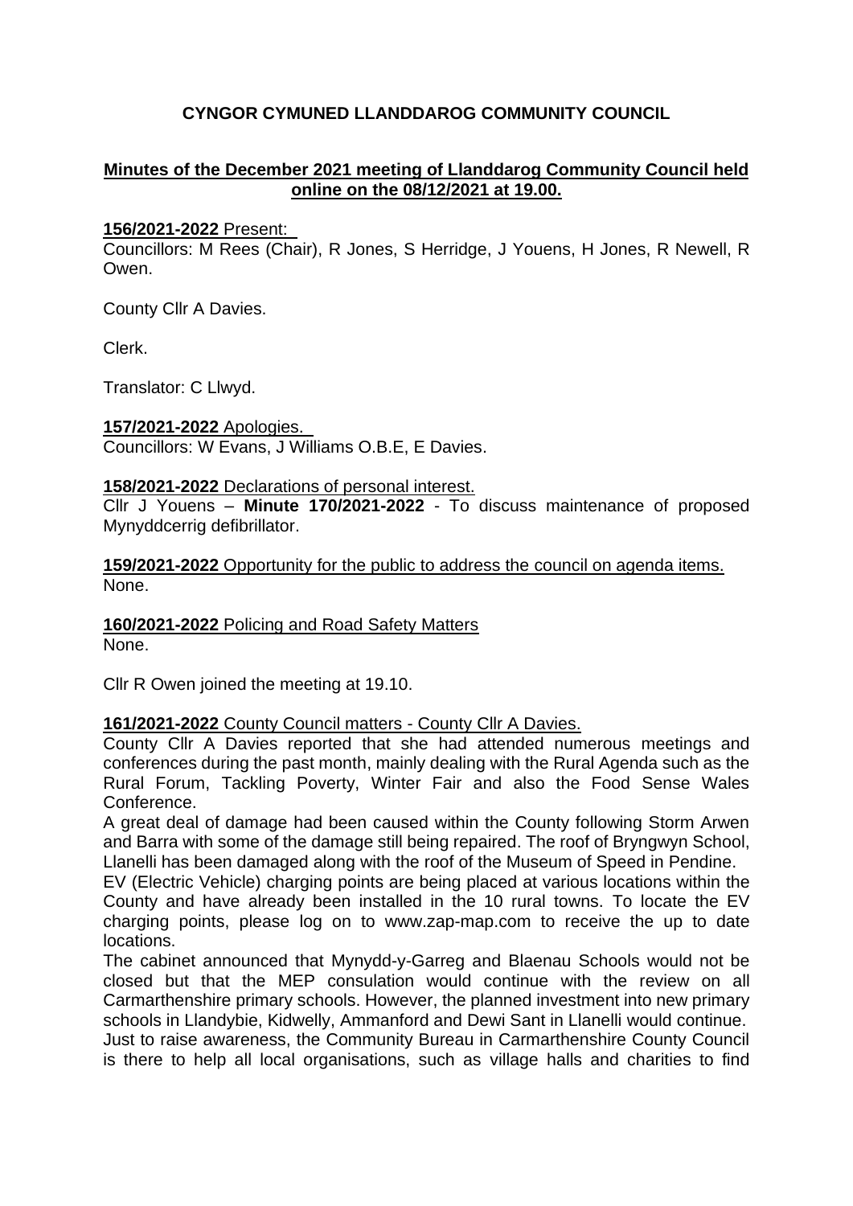**CYNGOR CYMUNED LLANDDAROG COMMUNITY COUNCIL**

**Minutes of the December 2021 meeting of Llanddarog Community Council held online on the 08/12/2021 at 19.00.**

**156/2021-2022** Present:

Councillors: M Rees (Chair), R Jones, S Herridge, J Youens, H Jones, R Newell, R Owen.

County Cllr A Davies.

Clerk.

Translator: C Llwyd.

**157/2021-2022** Apologies.

Councillors: W Evans, J Williams O.B.E, E Davies.

**158/2021-2022** Declarations of personal interest.

Cllr J Youens – **Minute 170/2021-2022** - To discuss maintenance of proposed Mynyddcerrig defibrillator.

**159/2021-2022** Opportunity for the public to address the council on agenda items.

None.

**160/2021-2022** Policing and Road Safety Matters

None.

Cllr R Owen joined the meeting at 19.10.

**161/2021-2022** County Council matters - County Cllr A Davies.

County Cllr A Davies reported that she had attended numerous meetings and conferences during the past month, mainly dealing with the Rural Agenda such as the Rural Forum, Tackling Poverty, Winter Fair and also the Food Sense Wales Conference.

A great deal of damage had been caused within the County following Storm Arwen and Barra with some of the damage still being repaired. The roof of Bryngwyn School, Llanelli has been damaged along with the roof of the Museum of Speed in Pendine.

EV (Electric Vehicle) charging points are being placed at various locations within the County and have already been installed in the 10 rural towns. To locate the EV charging points, please log on to www.zap-map.com to receive the up to date locations.

The cabinet announced that Mynydd-y-Garreg and Blaenau Schools would not be closed but that the MEP consulation would continue with the review on all Carmarthenshire primary schools. However, the planned investment into new primary schools in Llandybie, Kidwelly, Ammanford and Dewi Sant in Llanelli would continue.

Just to raise awareness, the Community Bureau in Carmarthenshire County Council is there to help all local organisations, such as village halls and charities to find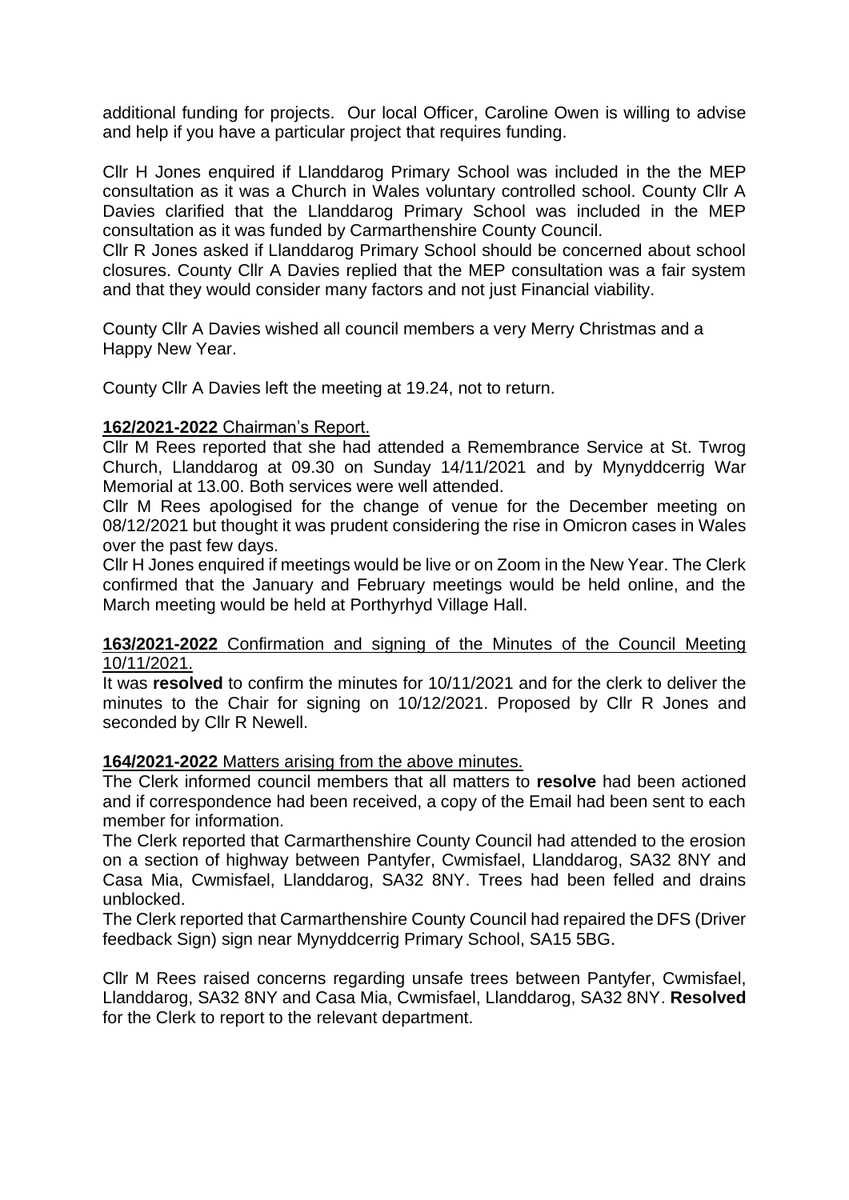additional funding for projects. Our local Officer, Caroline Owen is willing to advise and help if you have a particular project that requires funding.

Cllr H Jones enquired if Llanddarog Primary School was included in the the MEP consultation as it was a Church in Wales voluntary controlled school. County Cllr A Davies clarified that the Llanddarog Primary School was included in the MEP consultation as it was funded by Carmarthenshire County Council.
Cllr R Jones asked if Llanddarog Primary School should be concerned about school closures. County Cllr A Davies replied that the MEP consultation was a fair system and that they would consider many factors and not just Financial viability.

County Cllr A Davies wished all council members a very Merry Christmas and a Happy New Year.

County Cllr A Davies left the meeting at 19.24, not to return.

**162/2021-2022** Chairman's Report.

Cllr M Rees reported that she had attended a Remembrance Service at St. Twrog Church, Llanddarog at 09.30 on Sunday 14/11/2021 and by Mynyddcerrig War Memorial at 13.00. Both services were well attended.
Cllr M Rees apologised for the change of venue for the December meeting on 08/12/2021 but thought it was prudent considering the rise in Omicron cases in Wales over the past few days.
Cllr H Jones enquired if meetings would be live or on Zoom in the New Year. The Clerk confirmed that the January and February meetings would be held online, and the March meeting would be held at Porthyrhyd Village Hall.

**163/2021-2022** Confirmation and signing of the Minutes of the Council Meeting 10/11/2021.

It was **resolved** to confirm the minutes for 10/11/2021 and for the clerk to deliver the minutes to the Chair for signing on 10/12/2021. Proposed by Cllr R Jones and seconded by Cllr R Newell.

**164/2021-2022** Matters arising from the above minutes.

The Clerk informed council members that all matters to **resolve** had been actioned and if correspondence had been received, a copy of the Email had been sent to each member for information.
The Clerk reported that Carmarthenshire County Council had attended to the erosion on a section of highway between Pantyfer, Cwmisfael, Llanddarog, SA32 8NY and Casa Mia, Cwmisfael, Llanddarog, SA32 8NY. Trees had been felled and drains unblocked.
The Clerk reported that Carmarthenshire County Council had repaired the DFS (Driver feedback Sign) sign near Mynyddcerrig Primary School, SA15 5BG.

Cllr M Rees raised concerns regarding unsafe trees between Pantyfer, Cwmisfael, Llanddarog, SA32 8NY and Casa Mia, Cwmisfael, Llanddarog, SA32 8NY. **Resolved** for the Clerk to report to the relevant department.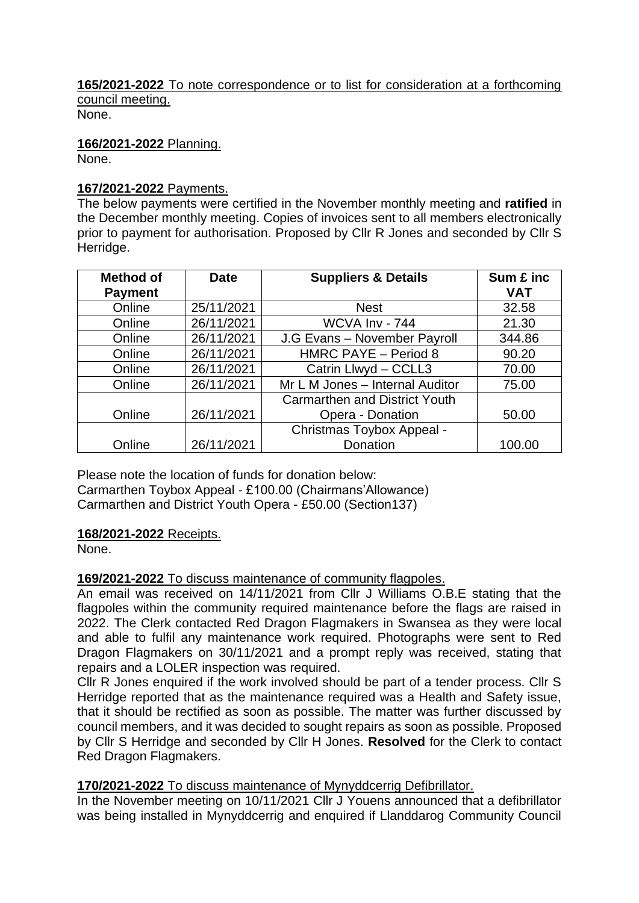**165/2021-2022** To note correspondence or to list for consideration at a forthcoming council meeting.
None.

**166/2021-2022** Planning.
None.

**167/2021-2022** Payments.
The below payments were certified in the November monthly meeting and **ratified** in the December monthly meeting. Copies of invoices sent to all members electronically prior to payment for authorisation. Proposed by Cllr R Jones and seconded by Cllr S Herridge.

| Method of Payment | Date | Suppliers & Details | Sum £ inc VAT |
|---|---|---|---|
| Online | 25/11/2021 | Nest | 32.58 |
| Online | 26/11/2021 | WCVA Inv - 744 | 21.30 |
| Online | 26/11/2021 | J.G Evans – November Payroll | 344.86 |
| Online | 26/11/2021 | HMRC PAYE – Period 8 | 90.20 |
| Online | 26/11/2021 | Catrin Llwyd – CCLL3 | 70.00 |
| Online | 26/11/2021 | Mr L M Jones – Internal Auditor | 75.00 |
| Online | 26/11/2021 | Carmarthen and District Youth Opera - Donation | 50.00 |
| Online | 26/11/2021 | Christmas Toybox Appeal - Donation | 100.00 |

Please note the location of funds for donation below:
Carmarthen Toybox Appeal - £100.00 (Chairmans'Allowance)
Carmarthen and District Youth Opera - £50.00 (Section137)

**168/2021-2022** Receipts.
None.

**169/2021-2022** To discuss maintenance of community flagpoles.
An email was received on 14/11/2021 from Cllr J Williams O.B.E stating that the flagpoles within the community required maintenance before the flags are raised in 2022. The Clerk contacted Red Dragon Flagmakers in Swansea as they were local and able to fulfil any maintenance work required. Photographs were sent to Red Dragon Flagmakers on 30/11/2021 and a prompt reply was received, stating that repairs and a LOLER inspection was required.
Cllr R Jones enquired if the work involved should be part of a tender process. Cllr S Herridge reported that as the maintenance required was a Health and Safety issue, that it should be rectified as soon as possible. The matter was further discussed by council members, and it was decided to sought repairs as soon as possible. Proposed by Cllr S Herridge and seconded by Cllr H Jones. **Resolved** for the Clerk to contact Red Dragon Flagmakers.

**170/2021-2022** To discuss maintenance of Mynyddcerrig Defibrillator.
In the November meeting on 10/11/2021 Cllr J Youens announced that a defibrillator was being installed in Mynyddcerrig and enquired if Llanddarog Community Council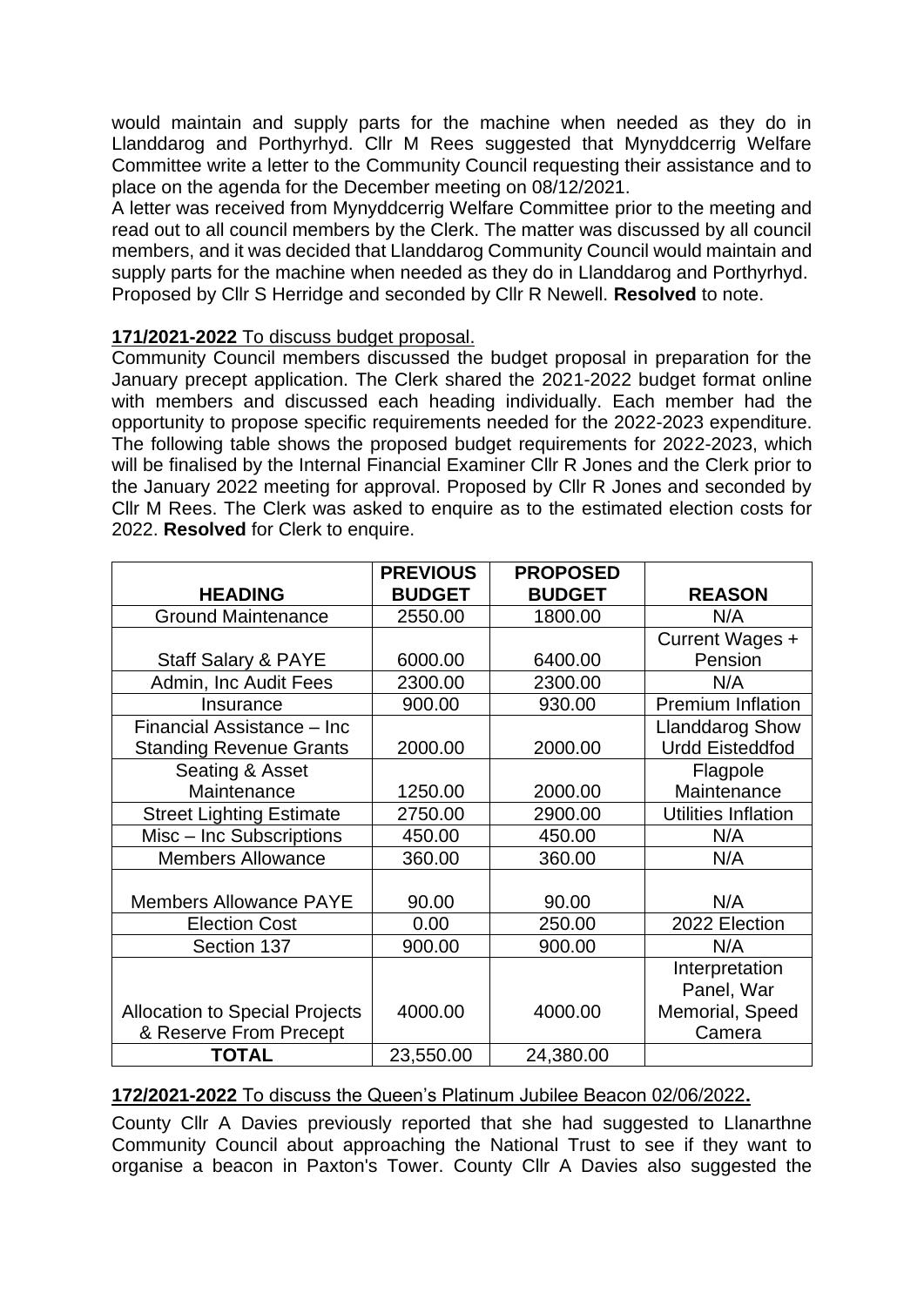would maintain and supply parts for the machine when needed as they do in Llanddarog and Porthyrhyd. Cllr M Rees suggested that Mynyddcerrig Welfare Committee write a letter to the Community Council requesting their assistance and to place on the agenda for the December meeting on 08/12/2021.

A letter was received from Mynyddcerrig Welfare Committee prior to the meeting and read out to all council members by the Clerk. The matter was discussed by all council members, and it was decided that Llanddarog Community Council would maintain and supply parts for the machine when needed as they do in Llanddarog and Porthyrhyd. Proposed by Cllr S Herridge and seconded by Cllr R Newell. **Resolved** to note.

**171/2021-2022** To discuss budget proposal.

Community Council members discussed the budget proposal in preparation for the January precept application. The Clerk shared the 2021-2022 budget format online with members and discussed each heading individually. Each member had the opportunity to propose specific requirements needed for the 2022-2023 expenditure. The following table shows the proposed budget requirements for 2022-2023, which will be finalised by the Internal Financial Examiner Cllr R Jones and the Clerk prior to the January 2022 meeting for approval. Proposed by Cllr R Jones and seconded by Cllr M Rees. The Clerk was asked to enquire as to the estimated election costs for 2022. **Resolved** for Clerk to enquire.

| HEADING | PREVIOUS BUDGET | PROPOSED BUDGET | REASON |
|---|---|---|---|
| Ground Maintenance | 2550.00 | 1800.00 | N/A |
| Staff Salary & PAYE | 6000.00 | 6400.00 | Current Wages + Pension |
| Admin, Inc Audit Fees | 2300.00 | 2300.00 | N/A |
| Insurance | 900.00 | 930.00 | Premium Inflation |
| Financial Assistance – Inc Standing Revenue Grants | 2000.00 | 2000.00 | Llanddarog Show Urdd Eisteddfod |
| Seating & Asset Maintenance | 1250.00 | 2000.00 | Flagpole Maintenance |
| Street Lighting Estimate | 2750.00 | 2900.00 | Utilities Inflation |
| Misc – Inc Subscriptions | 450.00 | 450.00 | N/A |
| Members Allowance | 360.00 | 360.00 | N/A |
| Members Allowance PAYE | 90.00 | 90.00 | N/A |
| Election Cost | 0.00 | 250.00 | 2022 Election |
| Section 137 | 900.00 | 900.00 | N/A |
| Allocation to Special Projects & Reserve From Precept | 4000.00 | 4000.00 | Interpretation Panel, War Memorial, Speed Camera |
| **TOTAL** | 23,550.00 | 24,380.00 | |

**172/2021-2022** To discuss the Queen's Platinum Jubilee Beacon 02/06/2022**.**

County Cllr A Davies previously reported that she had suggested to Llanarthne Community Council about approaching the National Trust to see if they want to organise a beacon in Paxton's Tower. County Cllr A Davies also suggested the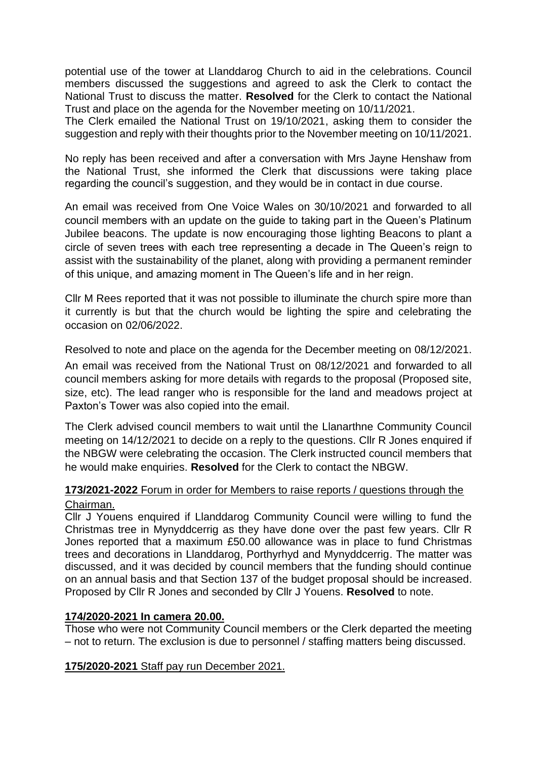potential use of the tower at Llanddarog Church to aid in the celebrations. Council members discussed the suggestions and agreed to ask the Clerk to contact the National Trust to discuss the matter. **Resolved** for the Clerk to contact the National Trust and place on the agenda for the November meeting on 10/11/2021.
The Clerk emailed the National Trust on 19/10/2021, asking them to consider the suggestion and reply with their thoughts prior to the November meeting on 10/11/2021.

No reply has been received and after a conversation with Mrs Jayne Henshaw from the National Trust, she informed the Clerk that discussions were taking place regarding the council's suggestion, and they would be in contact in due course.

An email was received from One Voice Wales on 30/10/2021 and forwarded to all council members with an update on the guide to taking part in the Queen's Platinum Jubilee beacons. The update is now encouraging those lighting Beacons to plant a circle of seven trees with each tree representing a decade in The Queen's reign to assist with the sustainability of the planet, along with providing a permanent reminder of this unique, and amazing moment in The Queen's life and in her reign.

Cllr M Rees reported that it was not possible to illuminate the church spire more than it currently is but that the church would be lighting the spire and celebrating the occasion on 02/06/2022.

Resolved to note and place on the agenda for the December meeting on 08/12/2021.

An email was received from the National Trust on 08/12/2021 and forwarded to all council members asking for more details with regards to the proposal (Proposed site, size, etc). The lead ranger who is responsible for the land and meadows project at Paxton's Tower was also copied into the email.

The Clerk advised council members to wait until the Llanarthne Community Council meeting on 14/12/2021 to decide on a reply to the questions. Cllr R Jones enquired if the NBGW were celebrating the occasion. The Clerk instructed council members that he would make enquiries. **Resolved** for the Clerk to contact the NBGW.

**173/2021-2022** <u>Forum in order for Members to raise reports / questions through the Chairman.</u>

Cllr J Youens enquired if Llanddarog Community Council were willing to fund the Christmas tree in Mynyddcerrig as they have done over the past few years. Cllr R Jones reported that a maximum £50.00 allowance was in place to fund Christmas trees and decorations in Llanddarog, Porthyrhyd and Mynyddcerrig. The matter was discussed, and it was decided by council members that the funding should continue on an annual basis and that Section 137 of the budget proposal should be increased. Proposed by Cllr R Jones and seconded by Cllr J Youens. **Resolved** to note.

**174/2020-2021 In camera 20.00.**

Those who were not Community Council members or the Clerk departed the meeting – not to return. The exclusion is due to personnel / staffing matters being discussed.

**175/2020-2021** <u>Staff pay run December 2021.</u>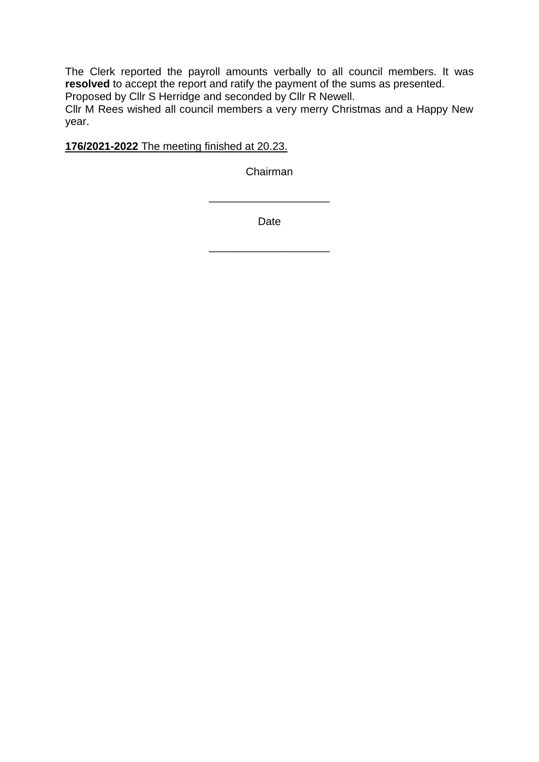The Clerk reported the payroll amounts verbally to all council members. It was **resolved** to accept the report and ratify the payment of the sums as presented.
Proposed by Cllr S Herridge and seconded by Cllr R Newell.
Cllr M Rees wished all council members a very merry Christmas and a Happy New year.

**176/2021-2022** The meeting finished at 20.23.

Chairman

____________________

Date

____________________